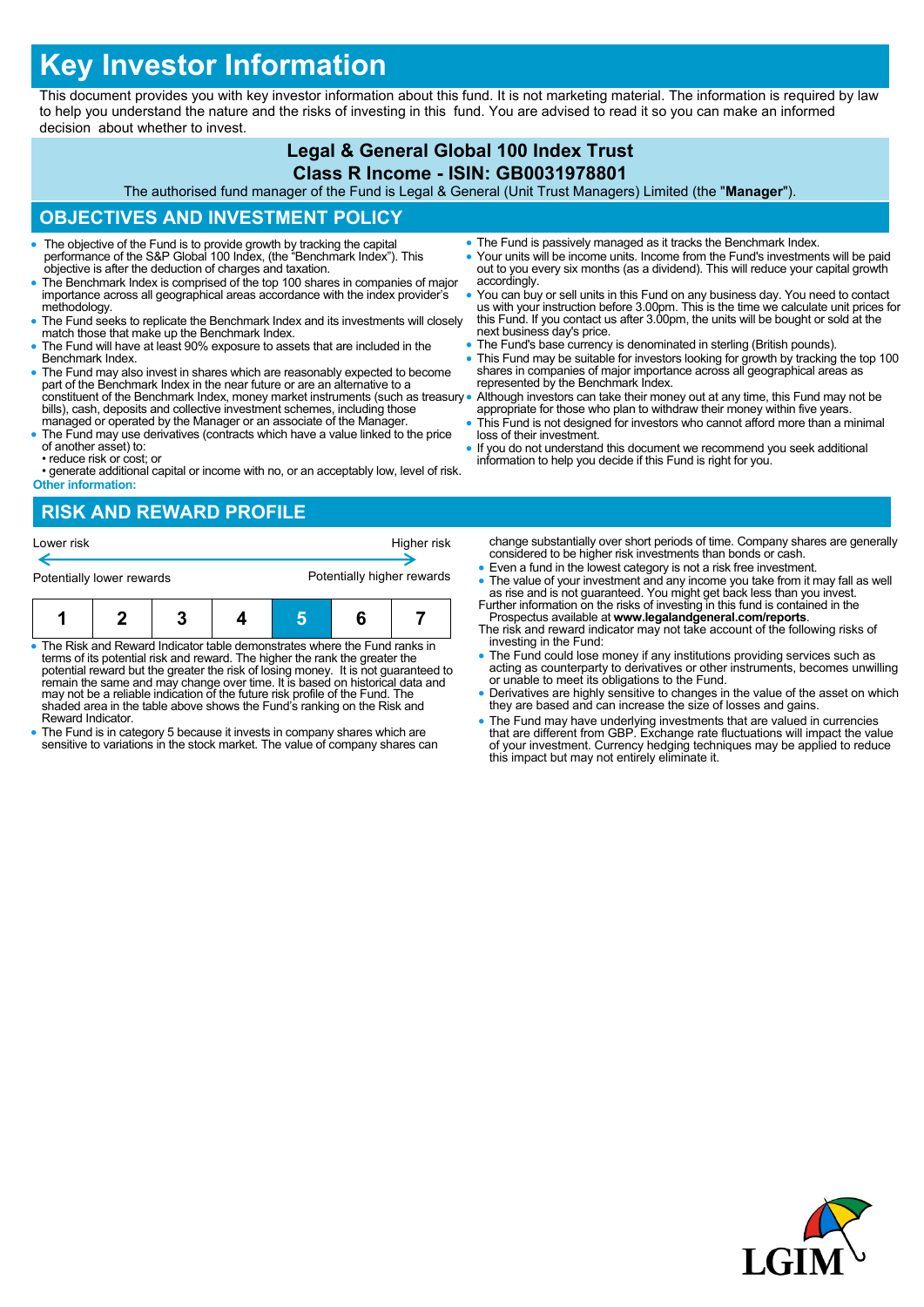# Key Investor Information

This document provides you with key investor information about this fund. It is not marketing material. The information is required by law to help you understand the nature and the risks of investing in this fund. You are advised to read it so you can make an informed decision about whether to invest.

## Legal & General Global 100 Index Trust

## Class R Income - ISIN: GB0031978801

The authorised fund manager of the Fund is Legal & General (Unit Trust Managers) Limited (the "**Manager**").

## OBJECTIVES AND INVESTMENT POLICY

- The objective of the Fund is to provide growth by tracking the capital performance of the S&P Global 100 Index, (the "Benchmark Index"). This objective is after the deduction of charges and taxation.
- The Benchmark Index is comprised of the top 100 shares in companies of major importance across all geographical areas accordance with the index provider's methodology.
- The Fund seeks to replicate the Benchmark Index and its investments will closely match those that make up the Benchmark Index.
- The Fund will have at least 90% exposure to assets that are included in the Benchmark Index.
- The Fund may also invest in shares which are reasonably expected to become part of the Benchmark Index in the near future or are an alternative to a constituent of the Benchmark Index, money market instruments (such as treasury bills), cash, deposits and collective investment schemes, including those managed or operated by the Manager or an associate of the Manager.
- The Fund may use derivatives (contracts which have a value linked to the price of another asset) to:
  - • reduce risk or cost; or
  - • generate additional capital or income with no, or an acceptably low, level of risk.

**Other information:**

- The Fund is passively managed as it tracks the Benchmark Index.
- Your units will be income units. Income from the Fund's investments will be paid out to you every six months (as a dividend). This will reduce your capital growth accordingly.
- You can buy or sell units in this Fund on any business day. You need to contact us with your instruction before 3.00pm. This is the time we calculate unit prices for this Fund. If you contact us after 3.00pm, the units will be bought or sold at the next business day's price.
- The Fund's base currency is denominated in sterling (British pounds).
- This Fund may be suitable for investors looking for growth by tracking the top 100 shares in companies of major importance across all geographical areas as represented by the Benchmark Index.
- Although investors can take their money out at any time, this Fund may not be appropriate for those who plan to withdraw their money within five years.
- This Fund is not designed for investors who cannot afford more than a minimal loss of their investment.
- If you do not understand this document we recommend you seek additional information to help you decide if this Fund is right for you.

## RISK AND REWARD PROFILE

Lower risk — Higher risk

Potentially lower rewards — Potentially higher rewards

| 1 | 2 | 3 | 4 | 5 | 6 | 7 |
|---|---|---|---|---|---|---|

- The Risk and Reward Indicator table demonstrates where the Fund ranks in terms of its potential risk and reward. The higher the rank the greater the potential reward but the greater the risk of losing money. It is not guaranteed to remain the same and may change over time. It is based on historical data and may not be a reliable indication of the future risk profile of the Fund. The shaded area in the table above shows the Fund's ranking on the Risk and Reward Indicator.
- The Fund is in category 5 because it invests in company shares which are sensitive to variations in the stock market. The value of company shares can change substantially over short periods of time. Company shares are generally considered to be higher risk investments than bonds or cash.
- Even a fund in the lowest category is not a risk free investment.
- The value of your investment and any income you take from it may fall as well as rise and is not guaranteed. You might get back less than you invest.

Further information on the risks of investing in this fund is contained in the Prospectus available at **www.legalandgeneral.com/reports**.

The risk and reward indicator may not take account of the following risks of investing in the Fund:

- The Fund could lose money if any institutions providing services such as acting as counterparty to derivatives or other instruments, becomes unwilling or unable to meet its obligations to the Fund.
- Derivatives are highly sensitive to changes in the value of the asset on which they are based and can increase the size of losses and gains.
- The Fund may have underlying investments that are valued in currencies that are different from GBP. Exchange rate fluctuations will impact the value of your investment. Currency hedging techniques may be applied to reduce this impact but may not entirely eliminate it.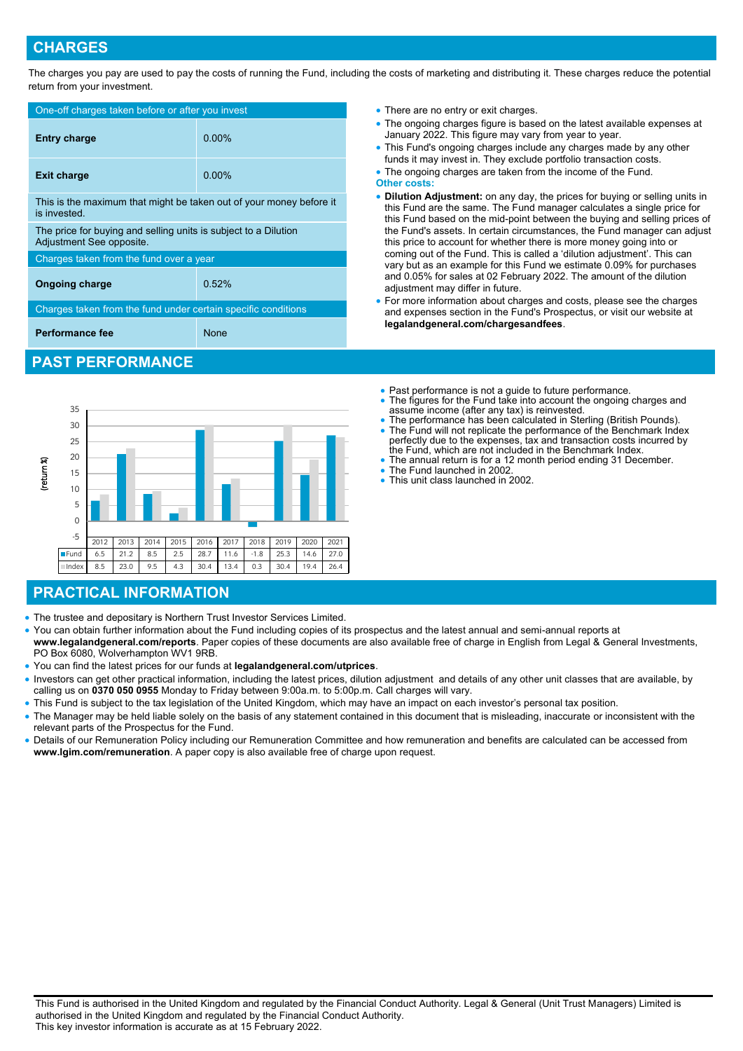## CHARGES

The charges you pay are used to pay the costs of running the Fund, including the costs of marketing and distributing it. These charges reduce the potential return from your investment.

| One-off charges taken before or after you invest | |
|---|---|
| **Entry charge** | 0.00% |
| **Exit charge** | 0.00% |
| This is the maximum that might be taken out of your money before it is invested. | |
| The price for buying and selling units is subject to a Dilution Adjustment See opposite. | |
| **Charges taken from the fund over a year** | |
| **Ongoing charge** | 0.52% |
| **Charges taken from the fund under certain specific conditions** | |
| **Performance fee** | None |

- There are no entry or exit charges.
- The ongoing charges figure is based on the latest available expenses at January 2022. This figure may vary from year to year.
- This Fund's ongoing charges include any charges made by any other funds it may invest in. They exclude portfolio transaction costs.
- The ongoing charges are taken from the income of the Fund.

**Other costs:**

- **Dilution Adjustment:** on any day, the prices for buying or selling units in this Fund are the same. The Fund manager calculates a single price for this Fund based on the mid-point between the buying and selling prices of the Fund's assets. In certain circumstances, the Fund manager can adjust this price to account for whether there is more money going into or coming out of the Fund. This is called a 'dilution adjustment'. This can vary but as an example for this Fund we estimate 0.09% for purchases and 0.05% for sales at 02 February 2022. The amount of the dilution adjustment may differ in future.
- For more information about charges and costs, please see the charges and expenses section in the Fund's Prospectus, or visit our website at **legalandgeneral.com/chargesandfees**.

## PAST PERFORMANCE

(return %)

35
30
25
20
15
10
5
0
-5

2012 2013 2014 2015 2016 2017 2018 2019 2020 2021

Fund 6.5 21.2 8.5 2.5 28.7 11.6 -1.8 25.3 14.6 27.0

Index 8.5 23.0 9.5 4.3 30.4 13.4 0.3 30.4 19.4 26.4

- Past performance is not a guide to future performance.
- The figures for the Fund take into account the ongoing charges and assume income (after any tax) is reinvested.
- The performance has been calculated in Sterling (British Pounds).
- The Fund will not replicate the performance of the Benchmark Index perfectly due to the expenses, tax and transaction costs incurred by the Fund, which are not included in the Benchmark Index.
- The annual return is for a 12 month period ending 31 December.
- The Fund launched in 2002.
- This unit class launched in 2002.

## PRACTICAL INFORMATION

- The trustee and depositary is Northern Trust Investor Services Limited.
- You can obtain further information about the Fund including copies of its prospectus and the latest annual and semi-annual reports at **www.legalandgeneral.com/reports**. Paper copies of these documents are also available free of charge in English from Legal & General Investments, PO Box 6080, Wolverhampton WV1 9RB.
- You can find the latest prices for our funds at **legalandgeneral.com/utprices**.
- Investors can get other practical information, including the latest prices, dilution adjustment and details of any other unit classes that are available, by calling us on **0370 050 0955** Monday to Friday between 9:00a.m. to 5:00p.m. Call charges will vary.
- This Fund is subject to the tax legislation of the United Kingdom, which may have an impact on each investor's personal tax position.
- The Manager may be held liable solely on the basis of any statement contained in this document that is misleading, inaccurate or inconsistent with the relevant parts of the Prospectus for the Fund.
- Details of our Remuneration Policy including our Remuneration Committee and how remuneration and benefits are calculated can be accessed from **www.lgim.com/remuneration**. A paper copy is also available free of charge upon request.

This Fund is authorised in the United Kingdom and regulated by the Financial Conduct Authority. Legal & General (Unit Trust Managers) Limited is authorised in the United Kingdom and regulated by the Financial Conduct Authority.
This key investor information is accurate as at 15 February 2022.